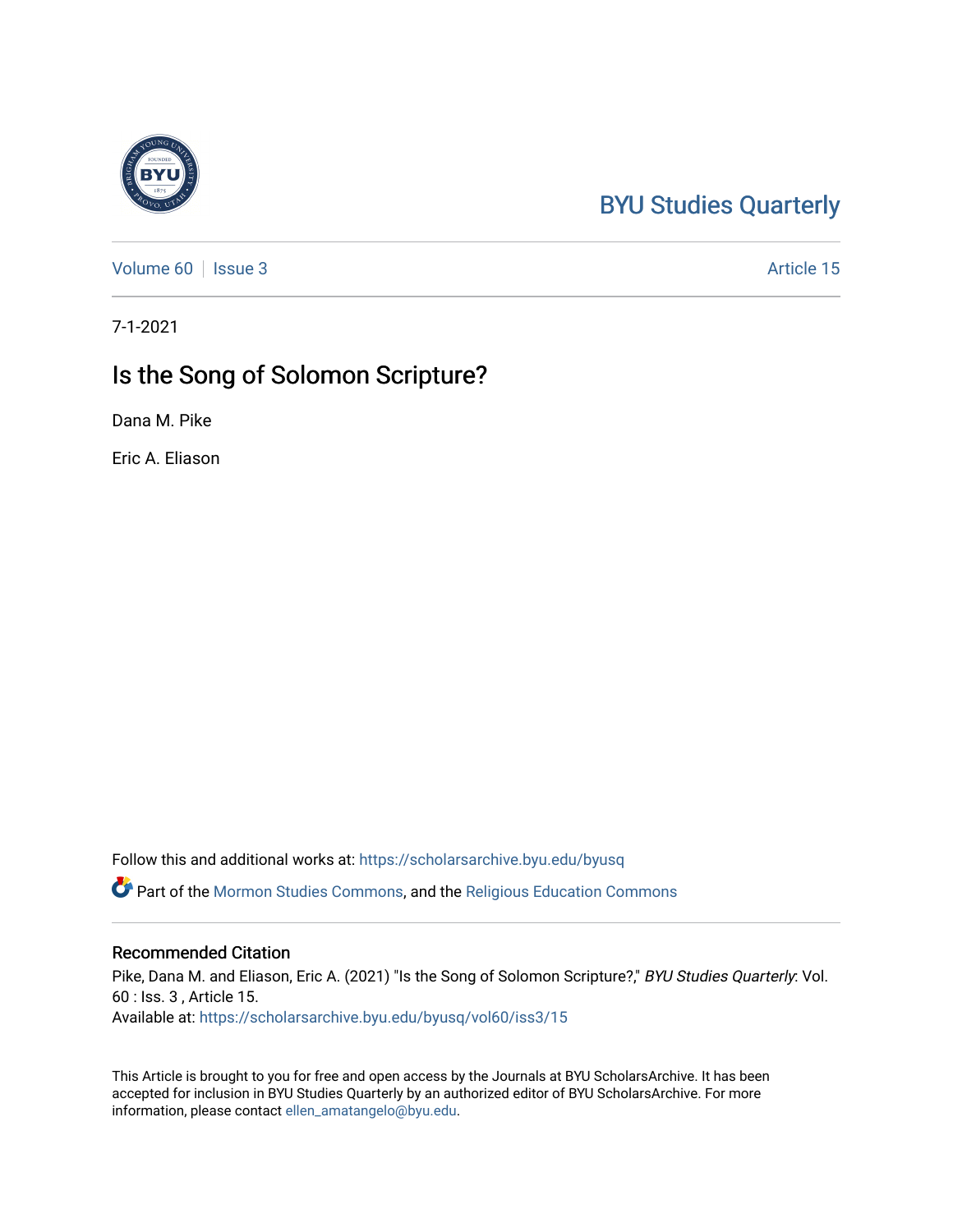BYU Studies Quarterly

Volume 60 | Issue 3 | Article 15

7-1-2021

# Is the Song of Solomon Scripture?

Dana M. Pike

Eric A. Eliason

Follow this and additional works at: https://scholarsarchive.byu.edu/byusq

Part of the Mormon Studies Commons, and the Religious Education Commons

## Recommended Citation

Pike, Dana M. and Eliason, Eric A. (2021) "Is the Song of Solomon Scripture?," *BYU Studies Quarterly*: Vol. 60 : Iss. 3 , Article 15.
Available at: https://scholarsarchive.byu.edu/byusq/vol60/iss3/15

This Article is brought to you for free and open access by the Journals at BYU ScholarsArchive. It has been accepted for inclusion in BYU Studies Quarterly by an authorized editor of BYU ScholarsArchive. For more information, please contact ellen_amatangelo@byu.edu.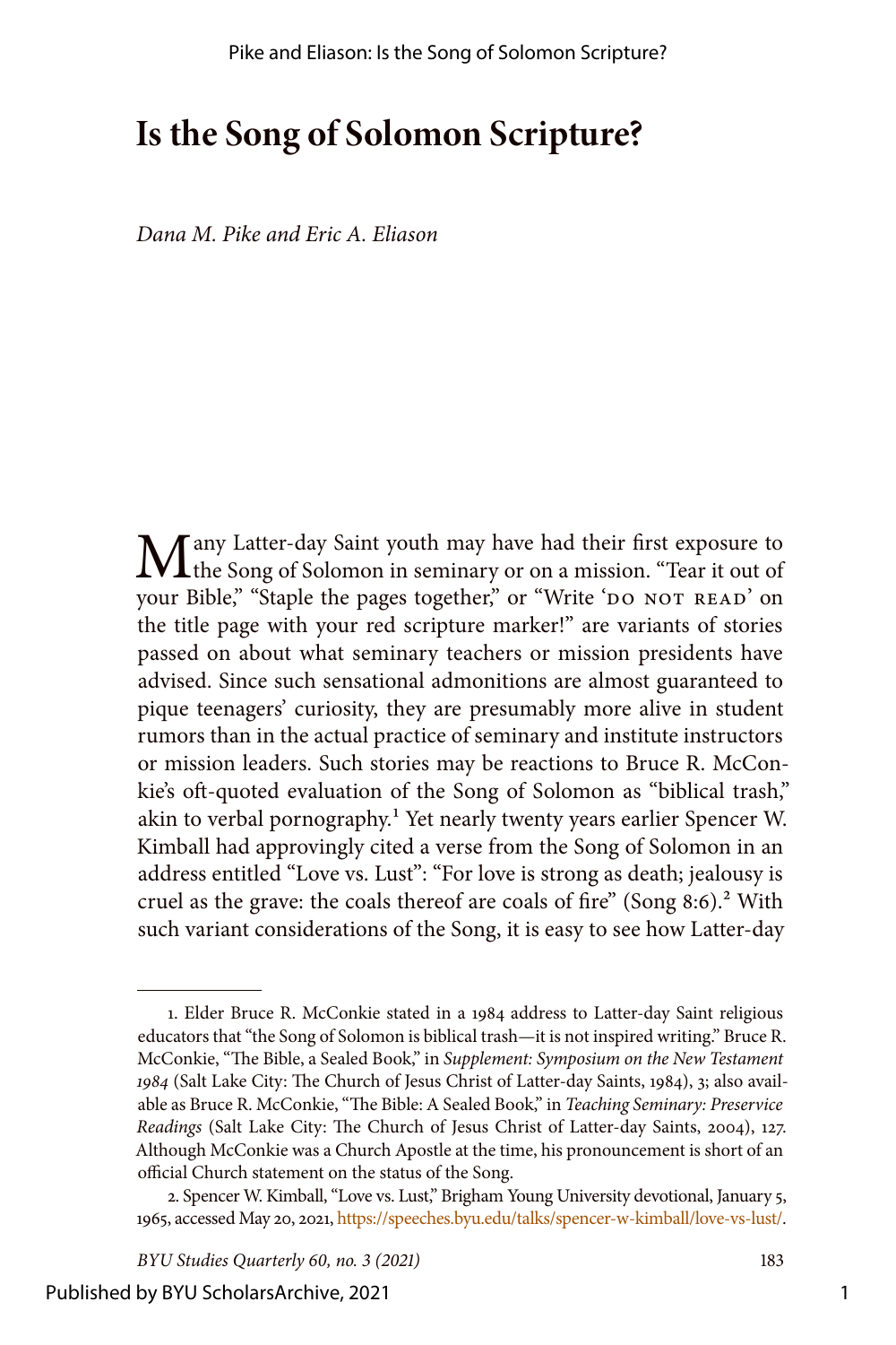# Is the Song of Solomon Scripture?

*Dana M. Pike and Eric A. Eliason*

Many Latter-day Saint youth may have had their first exposure to the Song of Solomon in seminary or on a mission. "Tear it out of your Bible," "Staple the pages together," or "Write 'DO NOT READ' on the title page with your red scripture marker!" are variants of stories passed on about what seminary teachers or mission presidents have advised. Since such sensational admonitions are almost guaranteed to pique teenagers' curiosity, they are presumably more alive in student rumors than in the actual practice of seminary and institute instructors or mission leaders. Such stories may be reactions to Bruce R. McConkie's oft-quoted evaluation of the Song of Solomon as "biblical trash," akin to verbal pornography.[1] Yet nearly twenty years earlier Spencer W. Kimball had approvingly cited a verse from the Song of Solomon in an address entitled "Love vs. Lust": "For love is strong as death; jealousy is cruel as the grave: the coals thereof are coals of fire" (Song 8:6).[2] With such variant considerations of the Song, it is easy to see how Latter-day

1. Elder Bruce R. McConkie stated in a 1984 address to Latter-day Saint religious educators that "the Song of Solomon is biblical trash—it is not inspired writing." Bruce R. McConkie, "The Bible, a Sealed Book," in *Supplement: Symposium on the New Testament 1984* (Salt Lake City: The Church of Jesus Christ of Latter-day Saints, 1984), 3; also available as Bruce R. McConkie, "The Bible: A Sealed Book," in *Teaching Seminary: Preservice Readings* (Salt Lake City: The Church of Jesus Christ of Latter-day Saints, 2004), 127. Although McConkie was a Church Apostle at the time, his pronouncement is short of an official Church statement on the status of the Song.

2. Spencer W. Kimball, "Love vs. Lust," Brigham Young University devotional, January 5, 1965, accessed May 20, 2021, https://speeches.byu.edu/talks/spencer-w-kimball/love-vs-lust/.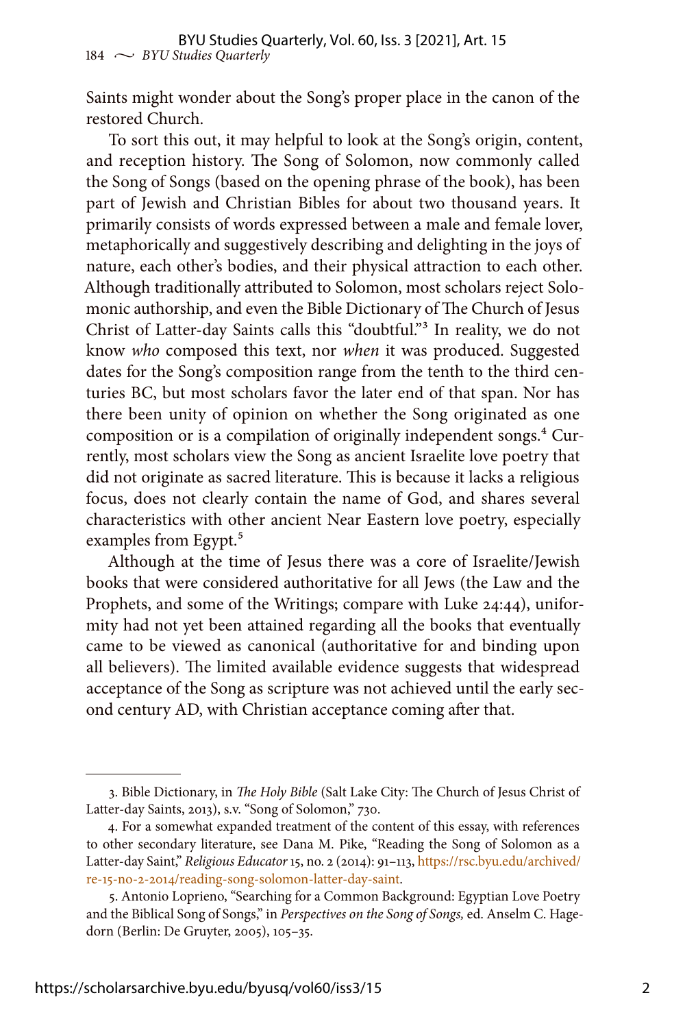Saints might wonder about the Song's proper place in the canon of the restored Church.

To sort this out, it may helpful to look at the Song's origin, content, and reception history. The Song of Solomon, now commonly called the Song of Songs (based on the opening phrase of the book), has been part of Jewish and Christian Bibles for about two thousand years. It primarily consists of words expressed between a male and female lover, metaphorically and suggestively describing and delighting in the joys of nature, each other's bodies, and their physical attraction to each other. Although traditionally attributed to Solomon, most scholars reject Solomonic authorship, and even the Bible Dictionary of The Church of Jesus Christ of Latter-day Saints calls this "doubtful."[3] In reality, we do not know *who* composed this text, nor *when* it was produced. Suggested dates for the Song's composition range from the tenth to the third centuries BC, but most scholars favor the later end of that span. Nor has there been unity of opinion on whether the Song originated as one composition or is a compilation of originally independent songs.[4] Currently, most scholars view the Song as ancient Israelite love poetry that did not originate as sacred literature. This is because it lacks a religious focus, does not clearly contain the name of God, and shares several characteristics with other ancient Near Eastern love poetry, especially examples from Egypt.[5]

Although at the time of Jesus there was a core of Israelite/Jewish books that were considered authoritative for all Jews (the Law and the Prophets, and some of the Writings; compare with Luke 24:44), uniformity had not yet been attained regarding all the books that eventually came to be viewed as canonical (authoritative for and binding upon all believers). The limited available evidence suggests that widespread acceptance of the Song as scripture was not achieved until the early second century AD, with Christian acceptance coming after that.

---

3. Bible Dictionary, in *The Holy Bible* (Salt Lake City: The Church of Jesus Christ of Latter-day Saints, 2013), s.v. "Song of Solomon," 730.

4. For a somewhat expanded treatment of the content of this essay, with references to other secondary literature, see Dana M. Pike, "Reading the Song of Solomon as a Latter-day Saint," *Religious Educator* 15, no. 2 (2014): 91–113, https://rsc.byu.edu/archived/re-15-no-2-2014/reading-song-solomon-latter-day-saint.

5. Antonio Loprieno, "Searching for a Common Background: Egyptian Love Poetry and the Biblical Song of Songs," in *Perspectives on the Song of Songs,* ed. Anselm C. Hagedorn (Berlin: De Gruyter, 2005), 105–35.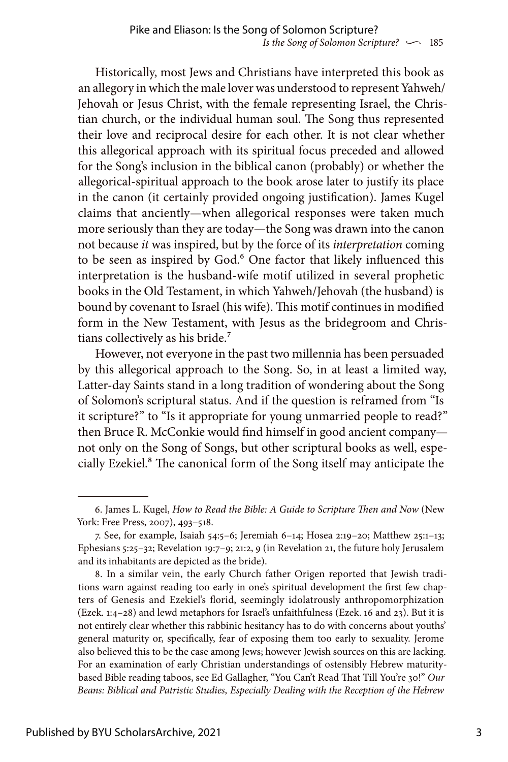Historically, most Jews and Christians have interpreted this book as an allegory in which the male lover was understood to represent Yahweh/Jehovah or Jesus Christ, with the female representing Israel, the Christian church, or the individual human soul. The Song thus represented their love and reciprocal desire for each other. It is not clear whether this allegorical approach with its spiritual focus preceded and allowed for the Song's inclusion in the biblical canon (probably) or whether the allegorical-spiritual approach to the book arose later to justify its place in the canon (it certainly provided ongoing justification). James Kugel claims that anciently—when allegorical responses were taken much more seriously than they are today—the Song was drawn into the canon not because *it* was inspired, but by the force of its *interpretation* coming to be seen as inspired by God.[6] One factor that likely influenced this interpretation is the husband-wife motif utilized in several prophetic books in the Old Testament, in which Yahweh/Jehovah (the husband) is bound by covenant to Israel (his wife). This motif continues in modified form in the New Testament, with Jesus as the bridegroom and Christians collectively as his bride.[7]

However, not everyone in the past two millennia has been persuaded by this allegorical approach to the Song. So, in at least a limited way, Latter-day Saints stand in a long tradition of wondering about the Song of Solomon's scriptural status. And if the question is reframed from "Is it scripture?" to "Is it appropriate for young unmarried people to read?" then Bruce R. McConkie would find himself in good ancient company—not only on the Song of Songs, but other scriptural books as well, especially Ezekiel.[8] The canonical form of the Song itself may anticipate the

---

6. James L. Kugel, *How to Read the Bible: A Guide to Scripture Then and Now* (New York: Free Press, 2007), 493–518.

7. See, for example, Isaiah 54:5–6; Jeremiah 6–14; Hosea 2:19–20; Matthew 25:1–13; Ephesians 5:25–32; Revelation 19:7–9; 21:2, 9 (in Revelation 21, the future holy Jerusalem and its inhabitants are depicted as the bride).

8. In a similar vein, the early Church father Origen reported that Jewish traditions warn against reading too early in one's spiritual development the first few chapters of Genesis and Ezekiel's florid, seemingly idolatrously anthropomorphization (Ezek. 1:4–28) and lewd metaphors for Israel's unfaithfulness (Ezek. 16 and 23). But it is not entirely clear whether this rabbinic hesitancy has to do with concerns about youths' general maturity or, specifically, fear of exposing them too early to sexuality. Jerome also believed this to be the case among Jews; however Jewish sources on this are lacking. For an examination of early Christian understandings of ostensibly Hebrew maturity-based Bible reading taboos, see Ed Gallagher, "You Can't Read That Till You're 30!" *Our Beans: Biblical and Patristic Studies, Especially Dealing with the Reception of the Hebrew*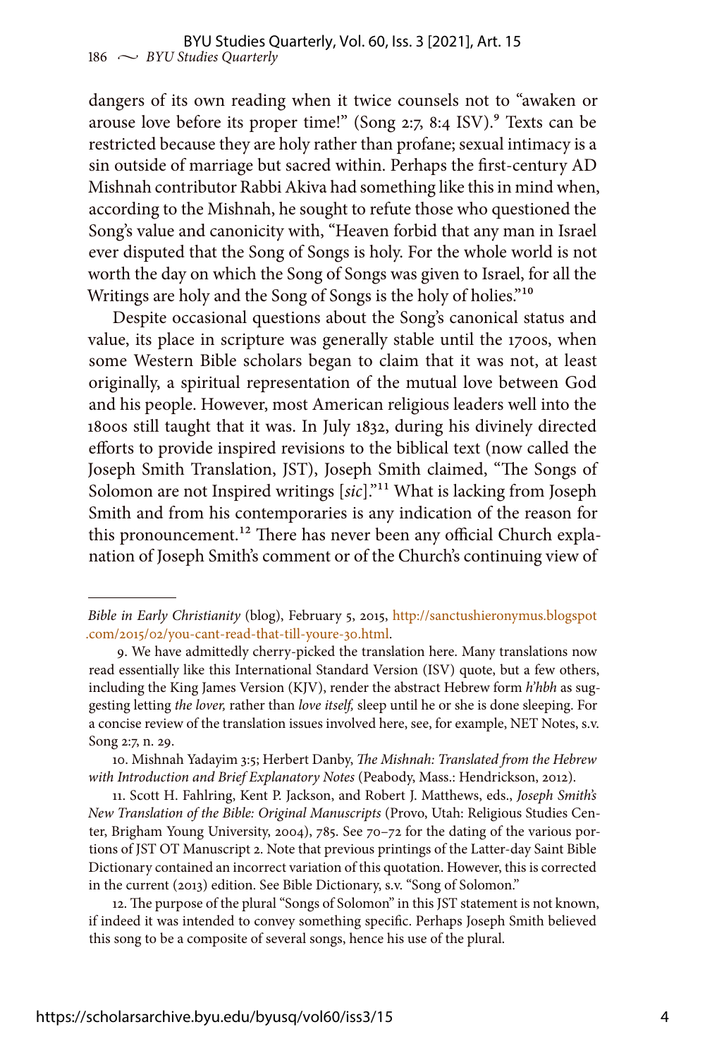dangers of its own reading when it twice counsels not to "awaken or arouse love before its proper time!" (Song 2:7, 8:4 ISV).[9] Texts can be restricted because they are holy rather than profane; sexual intimacy is a sin outside of marriage but sacred within. Perhaps the first-century AD Mishnah contributor Rabbi Akiva had something like this in mind when, according to the Mishnah, he sought to refute those who questioned the Song's value and canonicity with, "Heaven forbid that any man in Israel ever disputed that the Song of Songs is holy. For the whole world is not worth the day on which the Song of Songs was given to Israel, for all the Writings are holy and the Song of Songs is the holy of holies."[10]

Despite occasional questions about the Song's canonical status and value, its place in scripture was generally stable until the 1700s, when some Western Bible scholars began to claim that it was not, at least originally, a spiritual representation of the mutual love between God and his people. However, most American religious leaders well into the 1800s still taught that it was. In July 1832, during his divinely directed efforts to provide inspired revisions to the biblical text (now called the Joseph Smith Translation, JST), Joseph Smith claimed, "The Songs of Solomon are not Inspired writings [*sic*]."[11] What is lacking from Joseph Smith and from his contemporaries is any indication of the reason for this pronouncement.[12] There has never been any official Church explanation of Joseph Smith's comment or of the Church's continuing view of

---

*Bible in Early Christianity* (blog), February 5, 2015, http://sanctushieronymus.blogspot.com/2015/02/you-cant-read-that-till-youre-30.html.

9. We have admittedly cherry-picked the translation here. Many translations now read essentially like this International Standard Version (ISV) quote, but a few others, including the King James Version (KJV), render the abstract Hebrew form *h'hbh* as suggesting letting *the lover,* rather than *love itself,* sleep until he or she is done sleeping. For a concise review of the translation issues involved here, see, for example, NET Notes, s.v. Song 2:7, n. 29.

10. Mishnah Yadayim 3:5; Herbert Danby, *The Mishnah: Translated from the Hebrew with Introduction and Brief Explanatory Notes* (Peabody, Mass.: Hendrickson, 2012).

11. Scott H. Fahlring, Kent P. Jackson, and Robert J. Matthews, eds., *Joseph Smith's New Translation of the Bible: Original Manuscripts* (Provo, Utah: Religious Studies Center, Brigham Young University, 2004), 785. See 70–72 for the dating of the various portions of JST OT Manuscript 2. Note that previous printings of the Latter-day Saint Bible Dictionary contained an incorrect variation of this quotation. However, this is corrected in the current (2013) edition. See Bible Dictionary, s.v. "Song of Solomon."

12. The purpose of the plural "Songs of Solomon" in this JST statement is not known, if indeed it was intended to convey something specific. Perhaps Joseph Smith believed this song to be a composite of several songs, hence his use of the plural.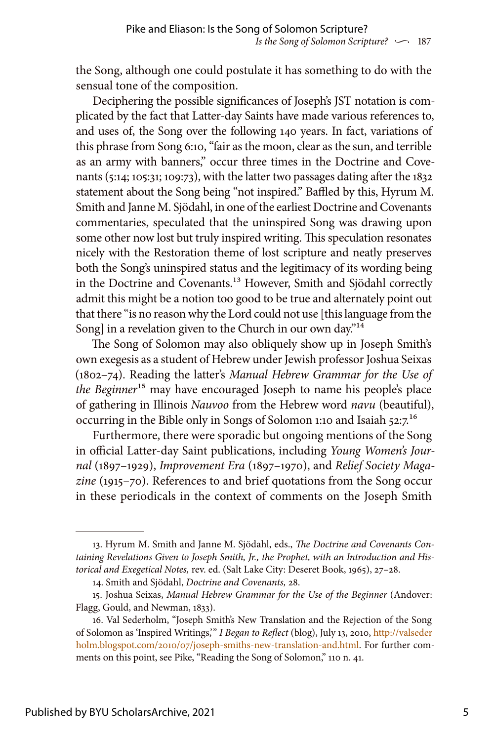the Song, although one could postulate it has something to do with the sensual tone of the composition.

Deciphering the possible significances of Joseph's JST notation is complicated by the fact that Latter-day Saints have made various references to, and uses of, the Song over the following 140 years. In fact, variations of this phrase from Song 6:10, "fair as the moon, clear as the sun, and terrible as an army with banners," occur three times in the Doctrine and Covenants (5:14; 105:31; 109:73), with the latter two passages dating after the 1832 statement about the Song being "not inspired." Baffled by this, Hyrum M. Smith and Janne M. Sjödahl, in one of the earliest Doctrine and Covenants commentaries, speculated that the uninspired Song was drawing upon some other now lost but truly inspired writing. This speculation resonates nicely with the Restoration theme of lost scripture and neatly preserves both the Song's uninspired status and the legitimacy of its wording being in the Doctrine and Covenants.[13] However, Smith and Sjödahl correctly admit this might be a notion too good to be true and alternately point out that there "is no reason why the Lord could not use [this language from the Song] in a revelation given to the Church in our own day."[14]

The Song of Solomon may also obliquely show up in Joseph Smith's own exegesis as a student of Hebrew under Jewish professor Joshua Seixas (1802–74). Reading the latter's *Manual Hebrew Grammar for the Use of the Beginner*[15] may have encouraged Joseph to name his people's place of gathering in Illinois *Nauvoo* from the Hebrew word *navu* (beautiful), occurring in the Bible only in Songs of Solomon 1:10 and Isaiah 52:7.[16]

Furthermore, there were sporadic but ongoing mentions of the Song in official Latter-day Saint publications, including *Young Women's Journal* (1897–1929), *Improvement Era* (1897–1970), and *Relief Society Magazine* (1915–70). References to and brief quotations from the Song occur in these periodicals in the context of comments on the Joseph Smith

---

13. Hyrum M. Smith and Janne M. Sjödahl, eds., *The Doctrine and Covenants Containing Revelations Given to Joseph Smith, Jr., the Prophet, with an Introduction and Historical and Exegetical Notes,* rev. ed. (Salt Lake City: Deseret Book, 1965), 27–28.

14. Smith and Sjödahl, *Doctrine and Covenants,* 28.

15. Joshua Seixas, *Manual Hebrew Grammar for the Use of the Beginner* (Andover: Flagg, Gould, and Newman, 1833).

16. Val Sederholm, "Joseph Smith's New Translation and the Rejection of the Song of Solomon as 'Inspired Writings,'" *I Began to Reflect* (blog), July 13, 2010, http://valsederholm.blogspot.com/2010/07/joseph-smiths-new-translation-and.html. For further comments on this point, see Pike, "Reading the Song of Solomon," 110 n. 41.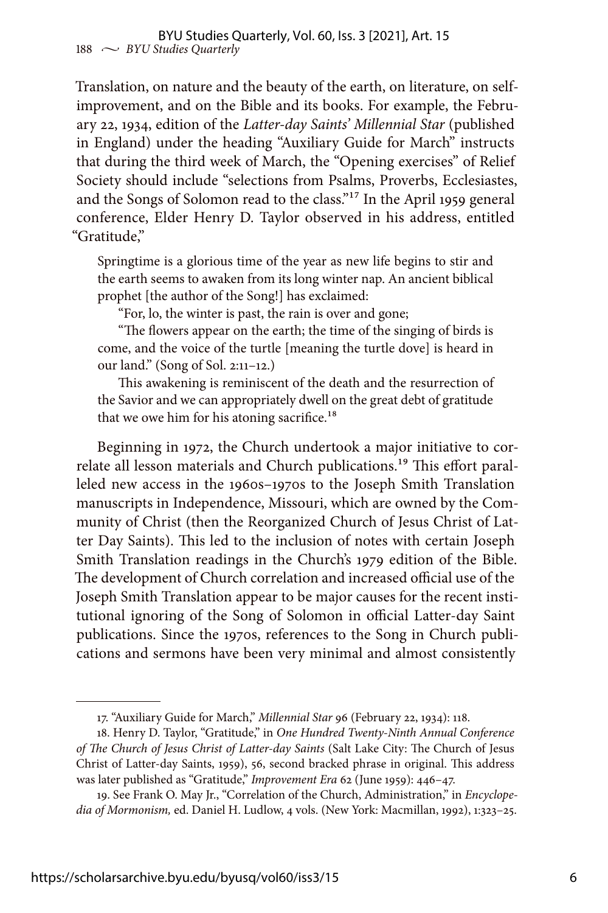Translation, on nature and the beauty of the earth, on literature, on self-improvement, and on the Bible and its books. For example, the February 22, 1934, edition of the *Latter-day Saints' Millennial Star* (published in England) under the heading "Auxiliary Guide for March" instructs that during the third week of March, the "Opening exercises" of Relief Society should include "selections from Psalms, Proverbs, Ecclesiastes, and the Songs of Solomon read to the class."[17] In the April 1959 general conference, Elder Henry D. Taylor observed in his address, entitled "Gratitude,"

> Springtime is a glorious time of the year as new life begins to stir and the earth seems to awaken from its long winter nap. An ancient biblical prophet [the author of the Song!] has exclaimed:
>
> "For, lo, the winter is past, the rain is over and gone;
>
> "The flowers appear on the earth; the time of the singing of birds is come, and the voice of the turtle [meaning the turtle dove] is heard in our land." (Song of Sol. 2:11–12.)
>
> This awakening is reminiscent of the death and the resurrection of the Savior and we can appropriately dwell on the great debt of gratitude that we owe him for his atoning sacrifice.[18]

Beginning in 1972, the Church undertook a major initiative to correlate all lesson materials and Church publications.[19] This effort paralleled new access in the 1960s–1970s to the Joseph Smith Translation manuscripts in Independence, Missouri, which are owned by the Community of Christ (then the Reorganized Church of Jesus Christ of Latter Day Saints). This led to the inclusion of notes with certain Joseph Smith Translation readings in the Church's 1979 edition of the Bible. The development of Church correlation and increased official use of the Joseph Smith Translation appear to be major causes for the recent institutional ignoring of the Song of Solomon in official Latter-day Saint publications. Since the 1970s, references to the Song in Church publications and sermons have been very minimal and almost consistently

---

17. "Auxiliary Guide for March," *Millennial Star* 96 (February 22, 1934): 118.

18. Henry D. Taylor, "Gratitude," in *One Hundred Twenty-Ninth Annual Conference of The Church of Jesus Christ of Latter-day Saints* (Salt Lake City: The Church of Jesus Christ of Latter-day Saints, 1959), 56, second bracked phrase in original. This address was later published as "Gratitude," *Improvement Era* 62 (June 1959): 446–47.

19. See Frank O. May Jr., "Correlation of the Church, Administration," in *Encyclopedia of Mormonism,* ed. Daniel H. Ludlow, 4 vols. (New York: Macmillan, 1992), 1:323–25.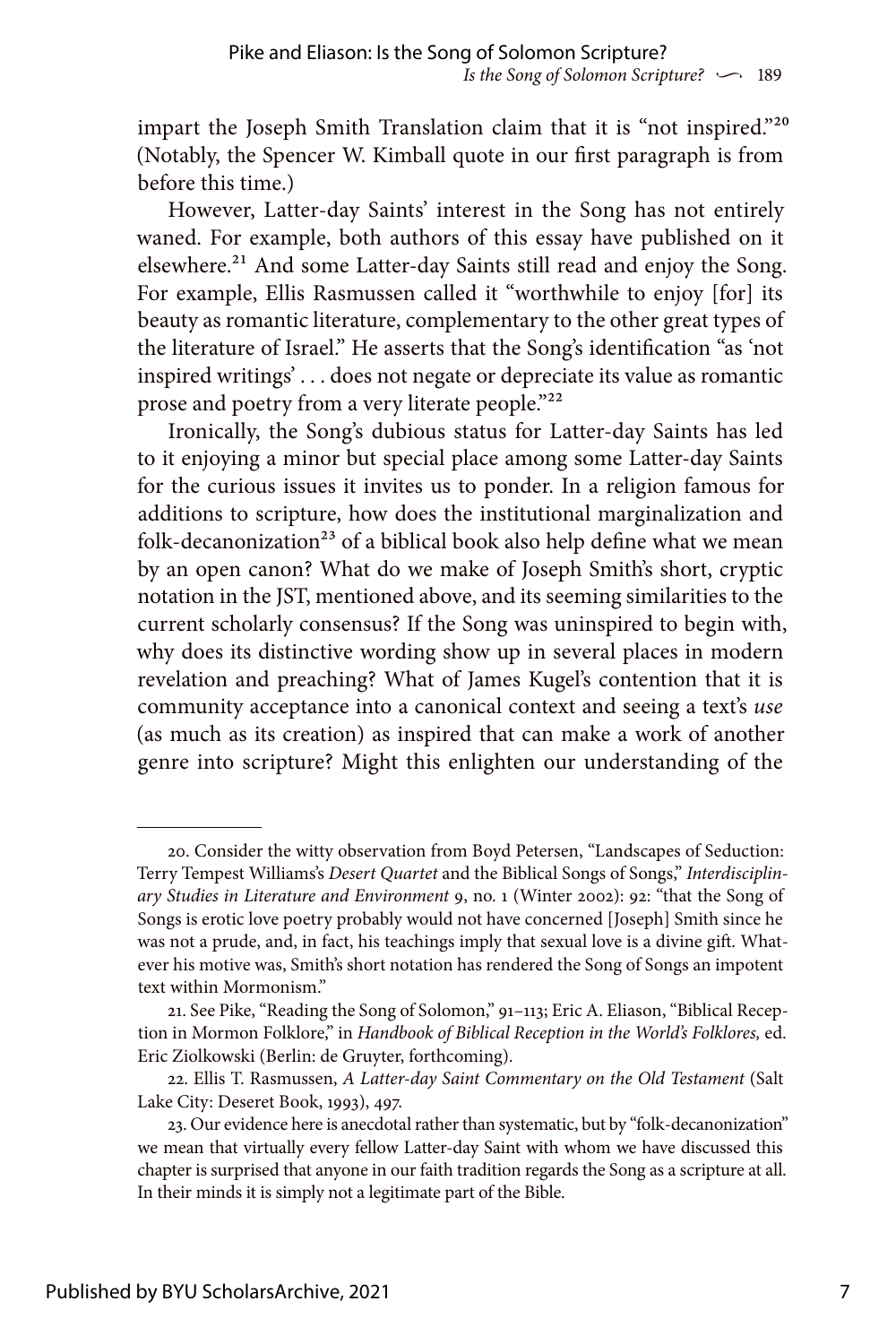impart the Joseph Smith Translation claim that it is "not inspired."[20] (Notably, the Spencer W. Kimball quote in our first paragraph is from before this time.)

However, Latter-day Saints' interest in the Song has not entirely waned. For example, both authors of this essay have published on it elsewhere.[21] And some Latter-day Saints still read and enjoy the Song. For example, Ellis Rasmussen called it "worthwhile to enjoy [for] its beauty as romantic literature, complementary to the other great types of the literature of Israel." He asserts that the Song's identification "as 'not inspired writings' . . . does not negate or depreciate its value as romantic prose and poetry from a very literate people."[22]

Ironically, the Song's dubious status for Latter-day Saints has led to it enjoying a minor but special place among some Latter-day Saints for the curious issues it invites us to ponder. In a religion famous for additions to scripture, how does the institutional marginalization and folk-decanonization[23] of a biblical book also help define what we mean by an open canon? What do we make of Joseph Smith's short, cryptic notation in the JST, mentioned above, and its seeming similarities to the current scholarly consensus? If the Song was uninspired to begin with, why does its distinctive wording show up in several places in modern revelation and preaching? What of James Kugel's contention that it is community acceptance into a canonical context and seeing a text's *use* (as much as its creation) as inspired that can make a work of another genre into scripture? Might this enlighten our understanding of the

---

20. Consider the witty observation from Boyd Petersen, "Landscapes of Seduction: Terry Tempest Williams's *Desert Quartet* and the Biblical Songs of Songs," *Interdisciplinary Studies in Literature and Environment* 9, no. 1 (Winter 2002): 92: "that the Song of Songs is erotic love poetry probably would not have concerned [Joseph] Smith since he was not a prude, and, in fact, his teachings imply that sexual love is a divine gift. Whatever his motive was, Smith's short notation has rendered the Song of Songs an impotent text within Mormonism."

21. See Pike, "Reading the Song of Solomon," 91–113; Eric A. Eliason, "Biblical Reception in Mormon Folklore," in *Handbook of Biblical Reception in the World's Folklores,* ed. Eric Ziolkowski (Berlin: de Gruyter, forthcoming).

22. Ellis T. Rasmussen, *A Latter-day Saint Commentary on the Old Testament* (Salt Lake City: Deseret Book, 1993), 497.

23. Our evidence here is anecdotal rather than systematic, but by "folk-decanonization" we mean that virtually every fellow Latter-day Saint with whom we have discussed this chapter is surprised that anyone in our faith tradition regards the Song as a scripture at all. In their minds it is simply not a legitimate part of the Bible.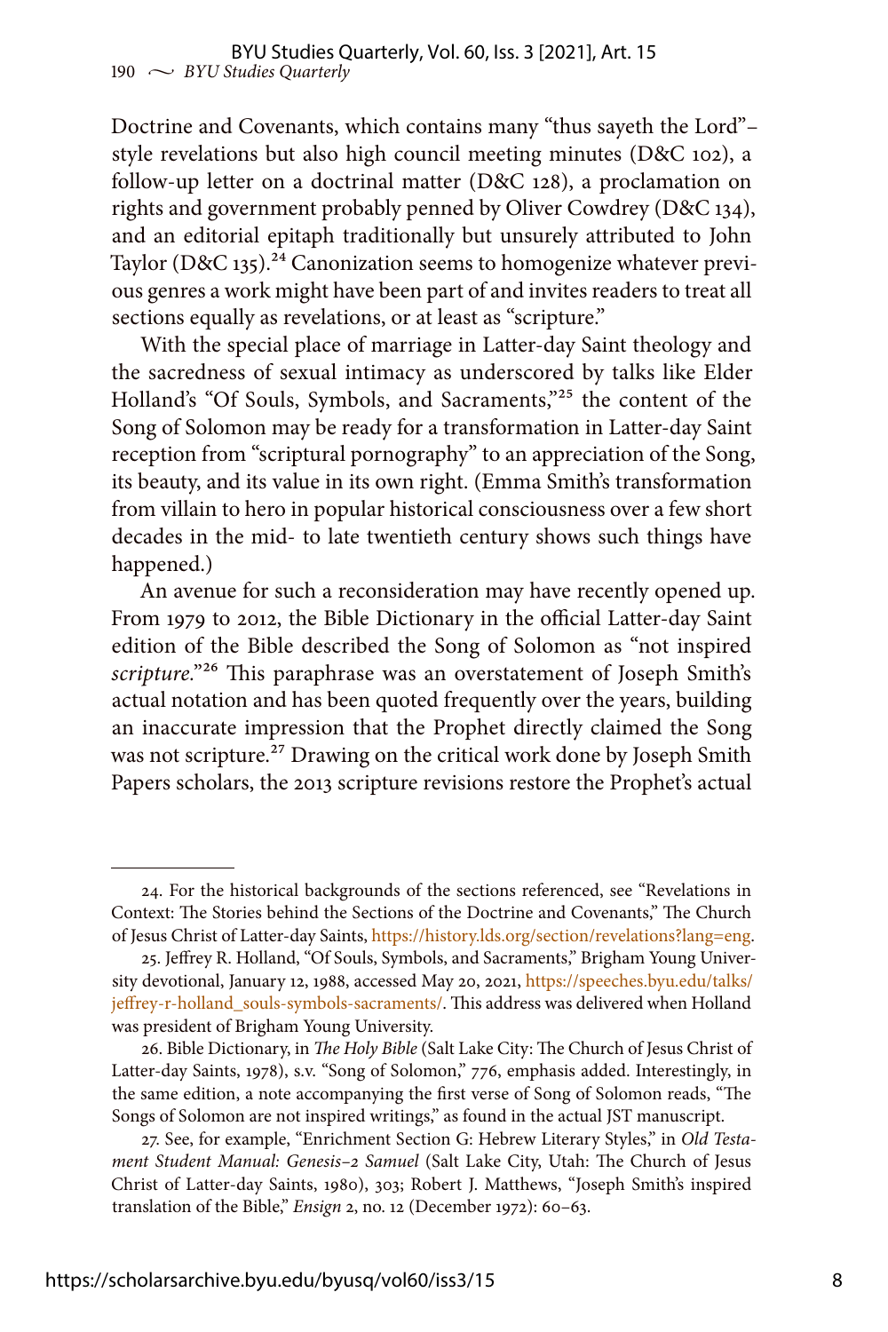Doctrine and Covenants, which contains many "thus sayeth the Lord"–style revelations but also high council meeting minutes (D&C 102), a follow-up letter on a doctrinal matter (D&C 128), a proclamation on rights and government probably penned by Oliver Cowdrey (D&C 134), and an editorial epitaph traditionally but unsurely attributed to John Taylor (D&C 135).[24] Canonization seems to homogenize whatever previous genres a work might have been part of and invites readers to treat all sections equally as revelations, or at least as "scripture."

With the special place of marriage in Latter-day Saint theology and the sacredness of sexual intimacy as underscored by talks like Elder Holland's "Of Souls, Symbols, and Sacraments,"[25] the content of the Song of Solomon may be ready for a transformation in Latter-day Saint reception from "scriptural pornography" to an appreciation of the Song, its beauty, and its value in its own right. (Emma Smith's transformation from villain to hero in popular historical consciousness over a few short decades in the mid- to late twentieth century shows such things have happened.)

An avenue for such a reconsideration may have recently opened up. From 1979 to 2012, the Bible Dictionary in the official Latter-day Saint edition of the Bible described the Song of Solomon as "not inspired *scripture*."[26] This paraphrase was an overstatement of Joseph Smith's actual notation and has been quoted frequently over the years, building an inaccurate impression that the Prophet directly claimed the Song was not scripture.[27] Drawing on the critical work done by Joseph Smith Papers scholars, the 2013 scripture revisions restore the Prophet's actual

---

24. For the historical backgrounds of the sections referenced, see "Revelations in Context: The Stories behind the Sections of the Doctrine and Covenants," The Church of Jesus Christ of Latter-day Saints, https://history.lds.org/section/revelations?lang=eng.

25. Jeffrey R. Holland, "Of Souls, Symbols, and Sacraments," Brigham Young University devotional, January 12, 1988, accessed May 20, 2021, https://speeches.byu.edu/talks/jeffrey-r-holland_souls-symbols-sacraments/. This address was delivered when Holland was president of Brigham Young University.

26. Bible Dictionary, in *The Holy Bible* (Salt Lake City: The Church of Jesus Christ of Latter-day Saints, 1978), s.v. "Song of Solomon," 776, emphasis added. Interestingly, in the same edition, a note accompanying the first verse of Song of Solomon reads, "The Songs of Solomon are not inspired writings," as found in the actual JST manuscript.

27. See, for example, "Enrichment Section G: Hebrew Literary Styles," in *Old Testament Student Manual: Genesis–2 Samuel* (Salt Lake City, Utah: The Church of Jesus Christ of Latter-day Saints, 1980), 303; Robert J. Matthews, "Joseph Smith's inspired translation of the Bible," *Ensign* 2, no. 12 (December 1972): 60–63.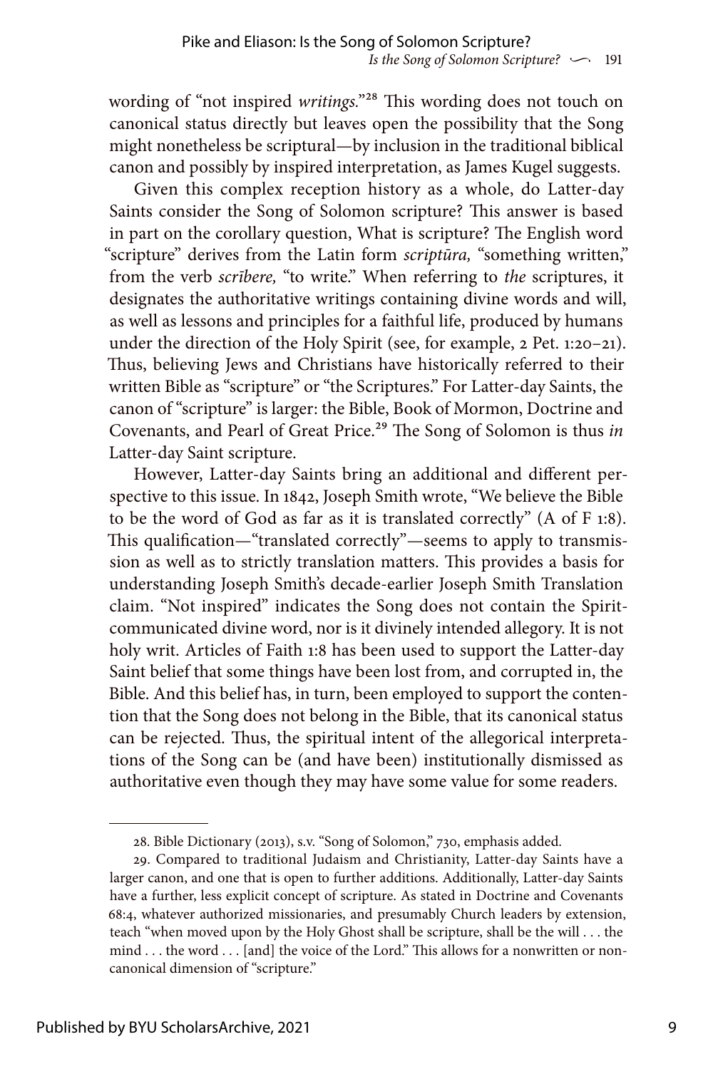wording of "not inspired *writings*."[28] This wording does not touch on canonical status directly but leaves open the possibility that the Song might nonetheless be scriptural—by inclusion in the traditional biblical canon and possibly by inspired interpretation, as James Kugel suggests.

Given this complex reception history as a whole, do Latter-day Saints consider the Song of Solomon scripture? This answer is based in part on the corollary question, What is scripture? The English word "scripture" derives from the Latin form *scriptūra,* "something written," from the verb *scrībere,* "to write." When referring to *the* scriptures, it designates the authoritative writings containing divine words and will, as well as lessons and principles for a faithful life, produced by humans under the direction of the Holy Spirit (see, for example, 2 Pet. 1:20–21). Thus, believing Jews and Christians have historically referred to their written Bible as "scripture" or "the Scriptures." For Latter-day Saints, the canon of "scripture" is larger: the Bible, Book of Mormon, Doctrine and Covenants, and Pearl of Great Price.[29] The Song of Solomon is thus *in* Latter-day Saint scripture.

However, Latter-day Saints bring an additional and different perspective to this issue. In 1842, Joseph Smith wrote, "We believe the Bible to be the word of God as far as it is translated correctly" (A of F 1:8). This qualification—"translated correctly"—seems to apply to transmission as well as to strictly translation matters. This provides a basis for understanding Joseph Smith's decade-earlier Joseph Smith Translation claim. "Not inspired" indicates the Song does not contain the Spirit-communicated divine word, nor is it divinely intended allegory. It is not holy writ. Articles of Faith 1:8 has been used to support the Latter-day Saint belief that some things have been lost from, and corrupted in, the Bible. And this belief has, in turn, been employed to support the contention that the Song does not belong in the Bible, that its canonical status can be rejected. Thus, the spiritual intent of the allegorical interpretations of the Song can be (and have been) institutionally dismissed as authoritative even though they may have some value for some readers.

---

28. Bible Dictionary (2013), s.v. "Song of Solomon," 730, emphasis added.

29. Compared to traditional Judaism and Christianity, Latter-day Saints have a larger canon, and one that is open to further additions. Additionally, Latter-day Saints have a further, less explicit concept of scripture. As stated in Doctrine and Covenants 68:4, whatever authorized missionaries, and presumably Church leaders by extension, teach "when moved upon by the Holy Ghost shall be scripture, shall be the will . . . the mind . . . the word . . . [and] the voice of the Lord." This allows for a nonwritten or noncanonical dimension of "scripture."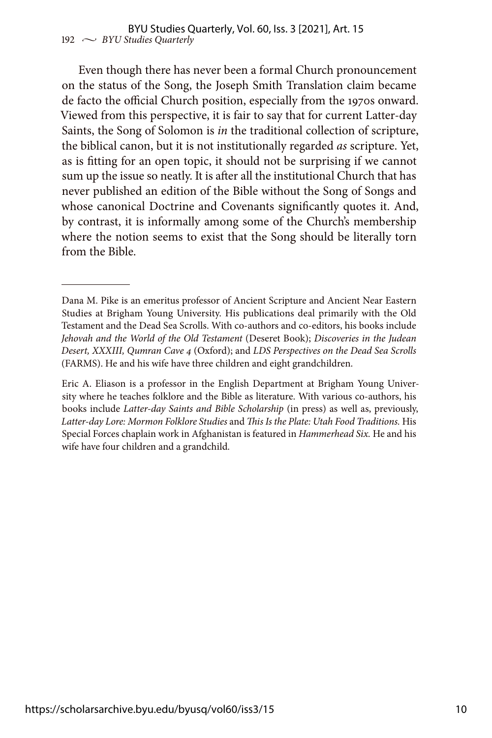Even though there has never been a formal Church pronouncement on the status of the Song, the Joseph Smith Translation claim became de facto the official Church position, especially from the 1970s onward. Viewed from this perspective, it is fair to say that for current Latter-day Saints, the Song of Solomon is *in* the traditional collection of scripture, the biblical canon, but it is not institutionally regarded *as* scripture. Yet, as is fitting for an open topic, it should not be surprising if we cannot sum up the issue so neatly. It is after all the institutional Church that has never published an edition of the Bible without the Song of Songs and whose canonical Doctrine and Covenants significantly quotes it. And, by contrast, it is informally among some of the Church's membership where the notion seems to exist that the Song should be literally torn from the Bible.

---

Dana M. Pike is an emeritus professor of Ancient Scripture and Ancient Near Eastern Studies at Brigham Young University. His publications deal primarily with the Old Testament and the Dead Sea Scrolls. With co-authors and co-editors, his books include *Jehovah and the World of the Old Testament* (Deseret Book); *Discoveries in the Judean Desert, XXXIII, Qumran Cave 4* (Oxford); and *LDS Perspectives on the Dead Sea Scrolls* (FARMS). He and his wife have three children and eight grandchildren.

Eric A. Eliason is a professor in the English Department at Brigham Young University where he teaches folklore and the Bible as literature. With various co-authors, his books include *Latter-day Saints and Bible Scholarship* (in press) as well as, previously, *Latter-day Lore: Mormon Folklore Studies* and *This Is the Plate: Utah Food Traditions*. His Special Forces chaplain work in Afghanistan is featured in *Hammerhead Six*. He and his wife have four children and a grandchild.